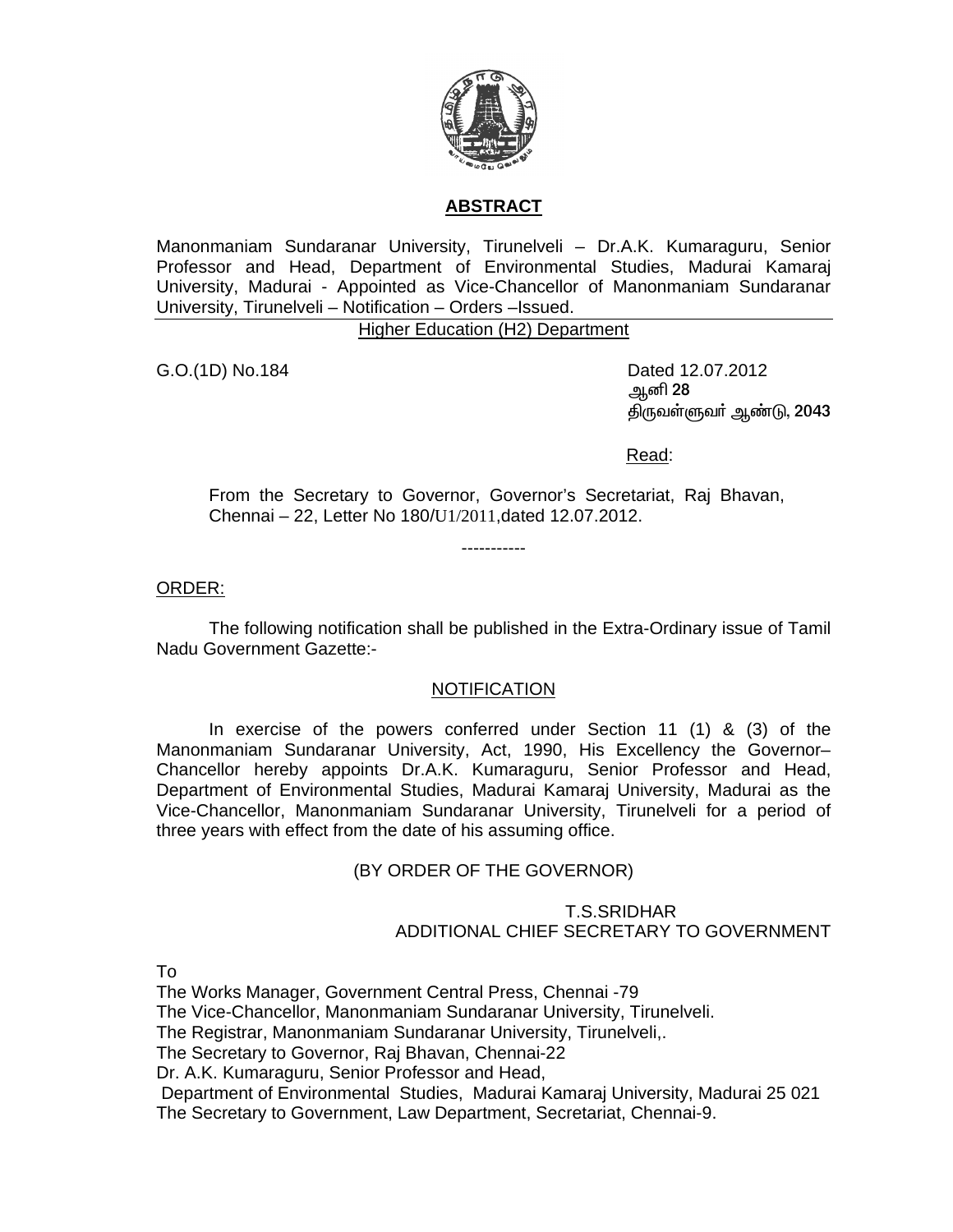## ABSTRACT

Manonmaniam Sundaranar University, Tirunelveli – Dr.A.K. Kumaraguru, Senior Professor and Head, Department of Environmental Studies, Madurai Kamaraj University, Madurai - Appointed as Vice-Chancellor of Manonmaniam Sundaranar University, Tirunelveli – Notification – Orders –Issued.

Higher Education (H2) Department

G.O.(1D) No.184

Dated 12.07.2012
ஆனி 28
திருவள்ளுவர் ஆண்டு, 2043

Read:

From the Secretary to Governor, Governor's Secretariat, Raj Bhavan, Chennai – 22, Letter No 180/U1/2011,dated 12.07.2012.

-----------

ORDER:

The following notification shall be published in the Extra-Ordinary issue of Tamil Nadu Government Gazette:-

NOTIFICATION

In exercise of the powers conferred under Section 11 (1) & (3) of the Manonmaniam Sundaranar University, Act, 1990, His Excellency the Governor–Chancellor hereby appoints Dr.A.K. Kumaraguru, Senior Professor and Head, Department of Environmental Studies, Madurai Kamaraj University, Madurai as the Vice-Chancellor, Manonmaniam Sundaranar University, Tirunelveli for a period of three years with effect from the date of his assuming office.

(BY ORDER OF THE GOVERNOR)

T.S.SRIDHAR
ADDITIONAL CHIEF SECRETARY TO GOVERNMENT

To

The Works Manager, Government Central Press, Chennai -79
The Vice-Chancellor, Manonmaniam Sundaranar University, Tirunelveli.
The Registrar, Manonmaniam Sundaranar University, Tirunelveli,.
The Secretary to Governor, Raj Bhavan, Chennai-22
Dr. A.K. Kumaraguru, Senior Professor and Head,
Department of Environmental Studies, Madurai Kamaraj University, Madurai 25 021
The Secretary to Government, Law Department, Secretariat, Chennai-9.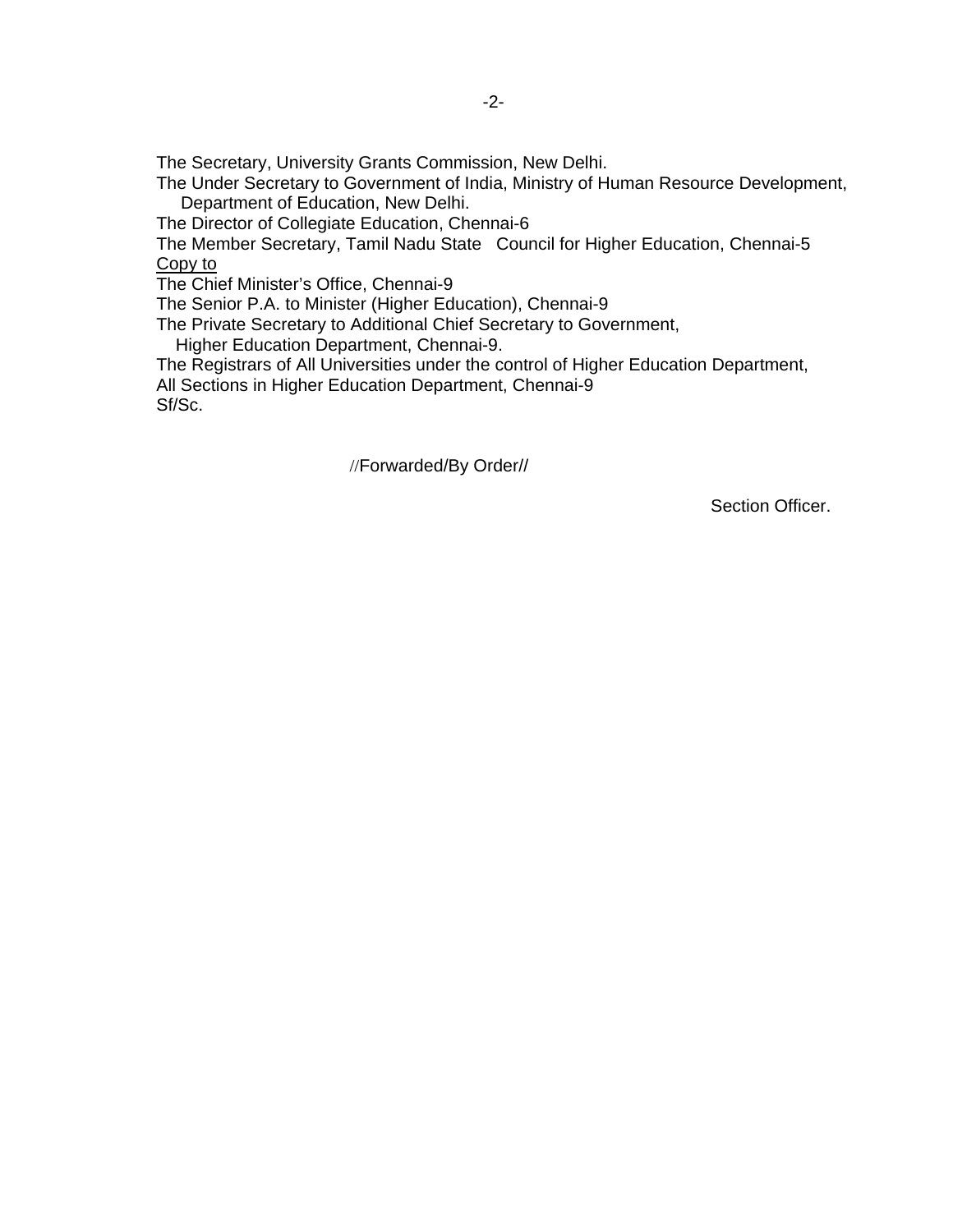The Secretary, University Grants Commission, New Delhi.
The Under Secretary to Government of India, Ministry of Human Resource Development, Department of Education, New Delhi.
The Director of Collegiate Education, Chennai-6
The Member Secretary, Tamil Nadu State Council for Higher Education, Chennai-5

<u>Copy to</u>

The Chief Minister's Office, Chennai-9
The Senior P.A. to Minister (Higher Education), Chennai-9
The Private Secretary to Additional Chief Secretary to Government, Higher Education Department, Chennai-9.
The Registrars of All Universities under the control of Higher Education Department,
All Sections in Higher Education Department, Chennai-9
Sf/Sc.

//Forwarded/By Order//

Section Officer.